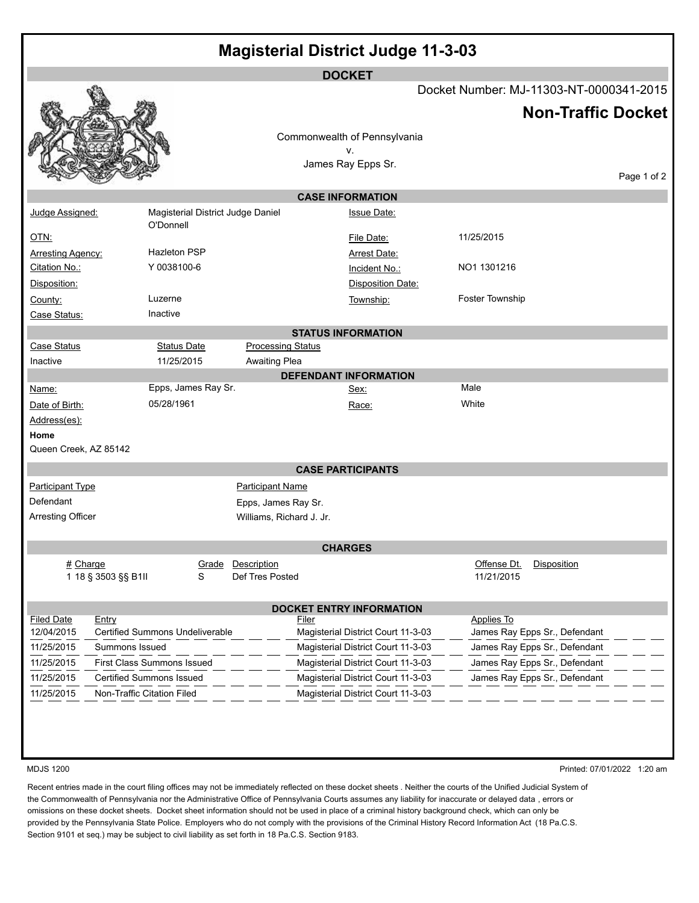# Magisterial District Judge 11-3-03

## DOCKET

Docket Number: MJ-11303-NT-0000341-2015

**Non-Traffic Docket**

Commonwealth of Pennsylvania
v.
James Ray Epps Sr.

### CASE INFORMATION

| | | | |
|---|---|---|---|
| Judge Assigned: | Magisterial District Judge Daniel O'Donnell | Issue Date: | |
| OTN: | | File Date: | 11/25/2015 |
| Arresting Agency: | Hazleton PSP | Arrest Date: | |
| Citation No.: | Y 0038100-6 | Incident No.: | NO1 1301216 |
| Disposition: | | Disposition Date: | |
| County: | Luzerne | Township: | Foster Township |
| Case Status: | Inactive | | |

### STATUS INFORMATION

| Case Status | Status Date | Processing Status |
|---|---|---|
| Inactive | 11/25/2015 | Awaiting Plea |

### DEFENDANT INFORMATION

| | | | |
|---|---|---|---|
| Name: | Epps, James Ray Sr. | Sex: | Male |
| Date of Birth: | 05/28/1961 | Race: | White |

Address(es):

**Home**

Queen Creek, AZ 85142

### CASE PARTICIPANTS

| Participant Type | Participant Name |
|---|---|
| Defendant | Epps, James Ray Sr. |
| Arresting Officer | Williams, Richard J. Jr. |

### CHARGES

| # | Charge | Grade | Description | Offense Dt. | Disposition |
|---|---|---|---|---|---|
| 1 | 18 § 3503 §§ B1II | S | Def Tres Posted | 11/21/2015 | |

### DOCKET ENTRY INFORMATION

| Filed Date | Entry | Filer | Applies To |
|---|---|---|---|
| 12/04/2015 | Certified Summons Undeliverable | Magisterial District Court 11-3-03 | James Ray Epps Sr., Defendant |
| 11/25/2015 | Summons Issued | Magisterial District Court 11-3-03 | James Ray Epps Sr., Defendant |
| 11/25/2015 | First Class Summons Issued | Magisterial District Court 11-3-03 | James Ray Epps Sr., Defendant |
| 11/25/2015 | Certified Summons Issued | Magisterial District Court 11-3-03 | James Ray Epps Sr., Defendant |
| 11/25/2015 | Non-Traffic Citation Filed | Magisterial District Court 11-3-03 | |

MDJS 1200

Printed: 07/01/2022 1:20 am

Recent entries made in the court filing offices may not be immediately reflected on these docket sheets . Neither the courts of the Unified Judicial System of the Commonwealth of Pennsylvania nor the Administrative Office of Pennsylvania Courts assumes any liability for inaccurate or delayed data , errors or omissions on these docket sheets. Docket sheet information should not be used in place of a criminal history background check, which can only be provided by the Pennsylvania State Police. Employers who do not comply with the provisions of the Criminal History Record Information Act (18 Pa.C.S. Section 9101 et seq.) may be subject to civil liability as set forth in 18 Pa.C.S. Section 9183.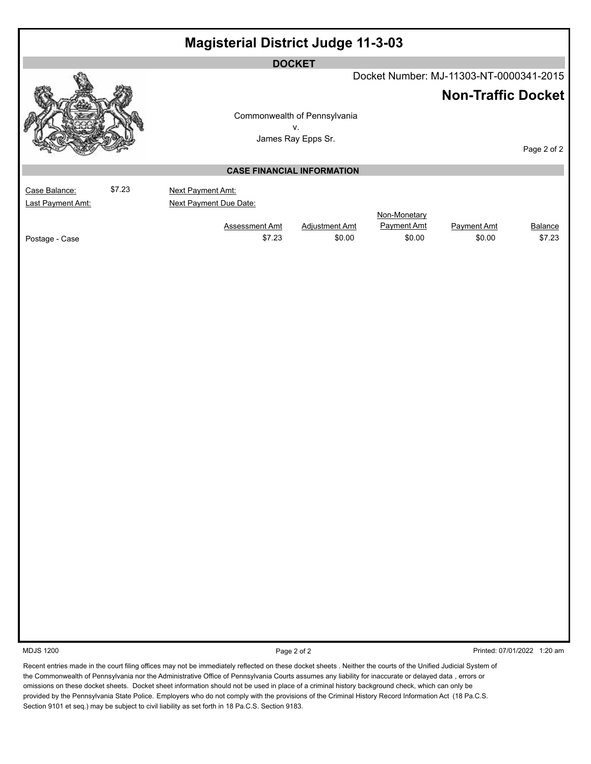# Magisterial District Judge 11-3-03

## DOCKET

Docket Number: MJ-11303-NT-0000341-2015

**Non-Traffic Docket**

Commonwealth of Pennsylvania
v.
James Ray Epps Sr.

## CASE FINANCIAL INFORMATION

| | | | | |
|---|---|---|---|---|
| Case Balance: | $7.23 | Next Payment Amt: | | |
| Last Payment Amt: | | Next Payment Due Date: | | |

| | Assessment Amt | Adjustment Amt | Non-Monetary Payment Amt | Payment Amt | Balance |
|---|---|---|---|---|---|
| Postage - Case | $7.23 | $0.00 | $0.00 | $0.00 | $7.23 |

MDJS 1200

Printed: 07/01/2022 1:20 am

Recent entries made in the court filing offices may not be immediately reflected on these docket sheets . Neither the courts of the Unified Judicial System of the Commonwealth of Pennsylvania nor the Administrative Office of Pennsylvania Courts assumes any liability for inaccurate or delayed data , errors or omissions on these docket sheets. Docket sheet information should not be used in place of a criminal history background check, which can only be provided by the Pennsylvania State Police. Employers who do not comply with the provisions of the Criminal History Record Information Act (18 Pa.C.S. Section 9101 et seq.) may be subject to civil liability as set forth in 18 Pa.C.S. Section 9183.